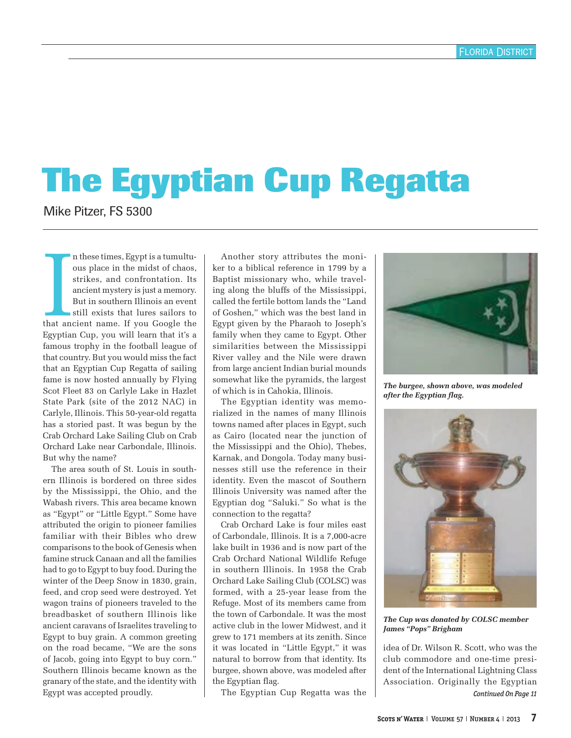# The Egyptian Cup Regatta

Mike Pitzer, FS 5300

In these times, Egypt is a tumultuous place in the midst of chaos, strikes, and confrontation. Its ancient mystery is just a memory. But in southern Illinois an event still exists that lures sailors to that ancient name. If you Google the Egyptian Cup, you will learn that it's a famous trophy in the football league of that country. But you would miss the fact that an Egyptian Cup Regatta of sailing fame is now hosted annually by Flying Scot Fleet 83 on Carlyle Lake in Hazlet State Park (site of the 2012 NAC) in Carlyle, Illinois. This 50-year-old regatta has a storied past. It was begun by the Crab Orchard Lake Sailing Club on Crab Orchard Lake near Carbondale, Illinois. But why the name?

The area south of St. Louis in southern Illinois is bordered on three sides by the Mississippi, the Ohio, and the Wabash rivers. This area became known as "Egypt" or "Little Egypt." Some have attributed the origin to pioneer families familiar with their Bibles who drew comparisons to the book of Genesis when famine struck Canaan and all the families had to go to Egypt to buy food. During the winter of the Deep Snow in 1830, grain, feed, and crop seed were destroyed. Yet wagon trains of pioneers traveled to the breadbasket of southern Illinois like ancient caravans of Israelites traveling to Egypt to buy grain. A common greeting on the road became, "We are the sons of Jacob, going into Egypt to buy corn." Southern Illinois became known as the granary of the state, and the identity with Egypt was accepted proudly.

Another story attributes the moniker to a biblical reference in 1799 by a Baptist missionary who, while traveling along the bluffs of the Mississippi, called the fertile bottom lands the "Land of Goshen," which was the best land in Egypt given by the Pharaoh to Joseph's family when they came to Egypt. Other similarities between the Mississippi River valley and the Nile were drawn from large ancient Indian burial mounds somewhat like the pyramids, the largest of which is in Cahokia, Illinois.

The Egyptian identity was memorialized in the names of many Illinois towns named after places in Egypt, such as Cairo (located near the junction of the Mississippi and the Ohio), Thebes, Karnak, and Dongola. Today many businesses still use the reference in their identity. Even the mascot of Southern Illinois University was named after the Egyptian dog "Saluki." So what is the connection to the regatta?

Crab Orchard Lake is four miles east of Carbondale, Illinois. It is a 7,000-acre lake built in 1936 and is now part of the Crab Orchard National Wildlife Refuge in southern Illinois. In 1958 the Crab Orchard Lake Sailing Club (COLSC) was formed, with a 25-year lease from the Refuge. Most of its members came from the town of Carbondale. It was the most active club in the lower Midwest, and it grew to 171 members at its zenith. Since it was located in "Little Egypt," it was natural to borrow from that identity. Its burgee, shown above, was modeled after the Egyptian flag.

*The burgee, shown above, was modeled after the Egyptian flag.*

*The Cup was donated by COLSC member James "Pops" Brigham*

The Egyptian Cup Regatta was the idea of Dr. Wilson R. Scott, who was the club commodore and one-time president of the International Lightning Class Association. Originally the Egyptian

*Continued On Page 11*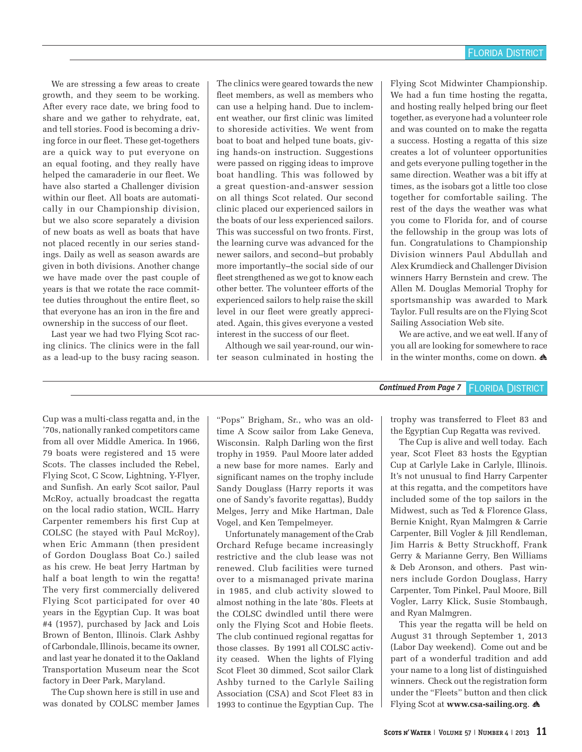## Florida District

We are stressing a few areas to create growth, and they seem to be working. After every race date, we bring food to share and we gather to rehydrate, eat, and tell stories. Food is becoming a driving force in our fleet. These get-togethers are a quick way to put everyone on an equal footing, and they really have helped the camaraderie in our fleet. We have also started a Challenger division within our fleet. All boats are automatically in our Championship division, but we also score separately a division of new boats as well as boats that have not placed recently in our series standings. Daily as well as season awards are given in both divisions. Another change we have made over the past couple of years is that we rotate the race committee duties throughout the entire fleet, so that everyone has an iron in the fire and ownership in the success of our fleet.

Last year we had two Flying Scot racing clinics. The clinics were in the fall as a lead-up to the busy racing season. The clinics were geared towards the new fleet members, as well as members who can use a helping hand. Due to inclement weather, our first clinic was limited to shoreside activities. We went from boat to boat and helped tune boats, giving hands-on instruction. Suggestions were passed on rigging ideas to improve boat handling. This was followed by a great question-and-answer session on all things Scot related. Our second clinic placed our experienced sailors in the boats of our less experienced sailors. This was successful on two fronts. First, the learning curve was advanced for the newer sailors, and second–but probably more importantly–the social side of our fleet strengthened as we got to know each other better. The volunteer efforts of the experienced sailors to help raise the skill level in our fleet were greatly appreciated. Again, this gives everyone a vested interest in the success of our fleet.

Although we sail year-round, our winter season culminated in hosting the Flying Scot Midwinter Championship. We had a fun time hosting the regatta, and hosting really helped bring our fleet together, as everyone had a volunteer role and was counted on to make the regatta a success. Hosting a regatta of this size creates a lot of volunteer opportunities and gets everyone pulling together in the same direction. Weather was a bit iffy at times, as the isobars got a little too close together for comfortable sailing. The rest of the days the weather was what you come to Florida for, and of course the fellowship in the group was lots of fun. Congratulations to Championship Division winners Paul Abdullah and Alex Krumdieck and Challenger Division winners Harry Bernstein and crew. The Allen M. Douglas Memorial Trophy for sportsmanship was awarded to Mark Taylor. Full results are on the Flying Scot Sailing Association Web site.

We are active, and we eat well. If any of you all are looking for somewhere to race in the winter months, come on down. ⏏

***Continued From Page 7*** Florida District

Cup was a multi-class regatta and, in the '70s, nationally ranked competitors came from all over Middle America. In 1966, 79 boats were registered and 15 were Scots. The classes included the Rebel, Flying Scot, C Scow, Lightning, Y-Flyer, and Sunfish. An early Scot sailor, Paul McRoy, actually broadcast the regatta on the local radio station, WCIL. Harry Carpenter remembers his first Cup at COLSC (he stayed with Paul McRoy), when Eric Ammann (then president of Gordon Douglass Boat Co.) sailed as his crew. He beat Jerry Hartman by half a boat length to win the regatta! The very first commercially delivered Flying Scot participated for over 40 years in the Egyptian Cup. It was boat #4 (1957), purchased by Jack and Lois Brown of Benton, Illinois. Clark Ashby of Carbondale, Illinois, became its owner, and last year he donated it to the Oakland Transportation Museum near the Scot factory in Deer Park, Maryland.

The Cup shown here is still in use and was donated by COLSC member James "Pops" Brigham, Sr., who was an old-time A Scow sailor from Lake Geneva, Wisconsin. Ralph Darling won the first trophy in 1959. Paul Moore later added a new base for more names. Early and significant names on the trophy include Sandy Douglass (Harry reports it was one of Sandy's favorite regattas), Buddy Melges, Jerry and Mike Hartman, Dale Vogel, and Ken Tempelmeyer.

Unfortunately management of the Crab Orchard Refuge became increasingly restrictive and the club lease was not renewed. Club facilities were turned over to a mismanaged private marina in 1985, and club activity slowed to almost nothing in the late '80s. Fleets at the COLSC dwindled until there were only the Flying Scot and Hobie fleets. The club continued regional regattas for those classes. By 1991 all COLSC activity ceased. When the lights of Flying Scot Fleet 30 dimmed, Scot sailor Clark Ashby turned to the Carlyle Sailing Association (CSA) and Scot Fleet 83 in 1993 to continue the Egyptian Cup. The trophy was transferred to Fleet 83 and the Egyptian Cup Regatta was revived.

The Cup is alive and well today. Each year, Scot Fleet 83 hosts the Egyptian Cup at Carlyle Lake in Carlyle, Illinois. It's not unusual to find Harry Carpenter at this regatta, and the competitors have included some of the top sailors in the Midwest, such as Ted & Florence Glass, Bernie Knight, Ryan Malmgren & Carrie Carpenter, Bill Vogler & Jill Rendleman, Jim Harris & Betty Struckhoff, Frank Gerry & Marianne Gerry, Ben Williams & Deb Aronson, and others. Past winners include Gordon Douglass, Harry Carpenter, Tom Pinkel, Paul Moore, Bill Vogler, Larry Klick, Susie Stombaugh, and Ryan Malmgren.

This year the regatta will be held on August 31 through September 1, 2013 (Labor Day weekend). Come out and be part of a wonderful tradition and add your name to a long list of distinguished winners. Check out the registration form under the "Fleets" button and then click Flying Scot at **www.csa-sailing.org**. ⏏